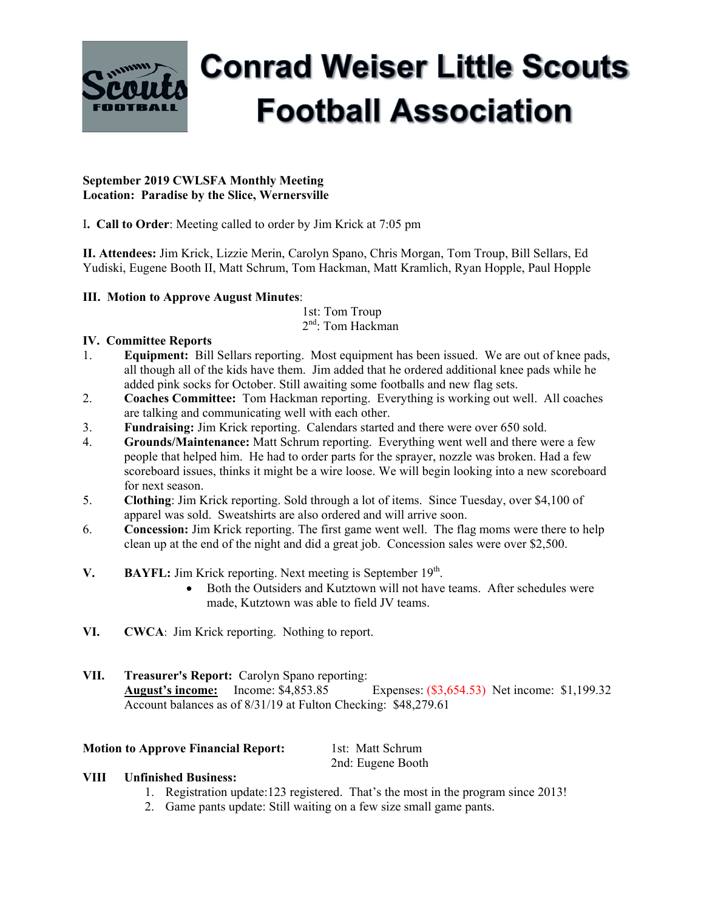# Conrad Weiser Little Scouts Football Association

**September 2019 CWLSFA Monthly Meeting**
**Location: Paradise by the Slice, Wernersville**

I**. Call to Order**: Meeting called to order by Jim Krick at 7:05 pm

**II. Attendees:** Jim Krick, Lizzie Merin, Carolyn Spano, Chris Morgan, Tom Troup, Bill Sellars, Ed Yudiski, Eugene Booth II, Matt Schrum, Tom Hackman, Matt Kramlich, Ryan Hopple, Paul Hopple

**III. Motion to Approve August Minutes**:

1st: Tom Troup
2nd: Tom Hackman

**IV. Committee Reports**

1. **Equipment:** Bill Sellars reporting. Most equipment has been issued. We are out of knee pads, all though all of the kids have them. Jim added that he ordered additional knee pads while he added pink socks for October. Still awaiting some footballs and new flag sets.
2. **Coaches Committee:** Tom Hackman reporting. Everything is working out well. All coaches are talking and communicating well with each other.
3. **Fundraising:** Jim Krick reporting. Calendars started and there were over 650 sold.
4. **Grounds/Maintenance:** Matt Schrum reporting. Everything went well and there were a few people that helped him. He had to order parts for the sprayer, nozzle was broken. Had a few scoreboard issues, thinks it might be a wire loose. We will begin looking into a new scoreboard for next season.
5. **Clothing**: Jim Krick reporting. Sold through a lot of items. Since Tuesday, over $4,100 of apparel was sold. Sweatshirts are also ordered and will arrive soon.
6. **Concession:** Jim Krick reporting. The first game went well. The flag moms were there to help clean up at the end of the night and did a great job. Concession sales were over $2,500.

**V. BAYFL:** Jim Krick reporting. Next meeting is September 19th.

- Both the Outsiders and Kutztown will not have teams. After schedules were made, Kutztown was able to field JV teams.

**VI. CWCA**: Jim Krick reporting. Nothing to report.

**VII. Treasurer's Report:** Carolyn Spano reporting:
**August's income:** Income: $4,853.85 Expenses: ($3,654.53) Net income: $1,199.32
Account balances as of 8/31/19 at Fulton Checking: $48,279.61

**Motion to Approve Financial Report:**

1st: Matt Schrum
2nd: Eugene Booth

**VIII Unfinished Business:**

1. Registration update:123 registered. That's the most in the program since 2013!
2. Game pants update: Still waiting on a few size small game pants.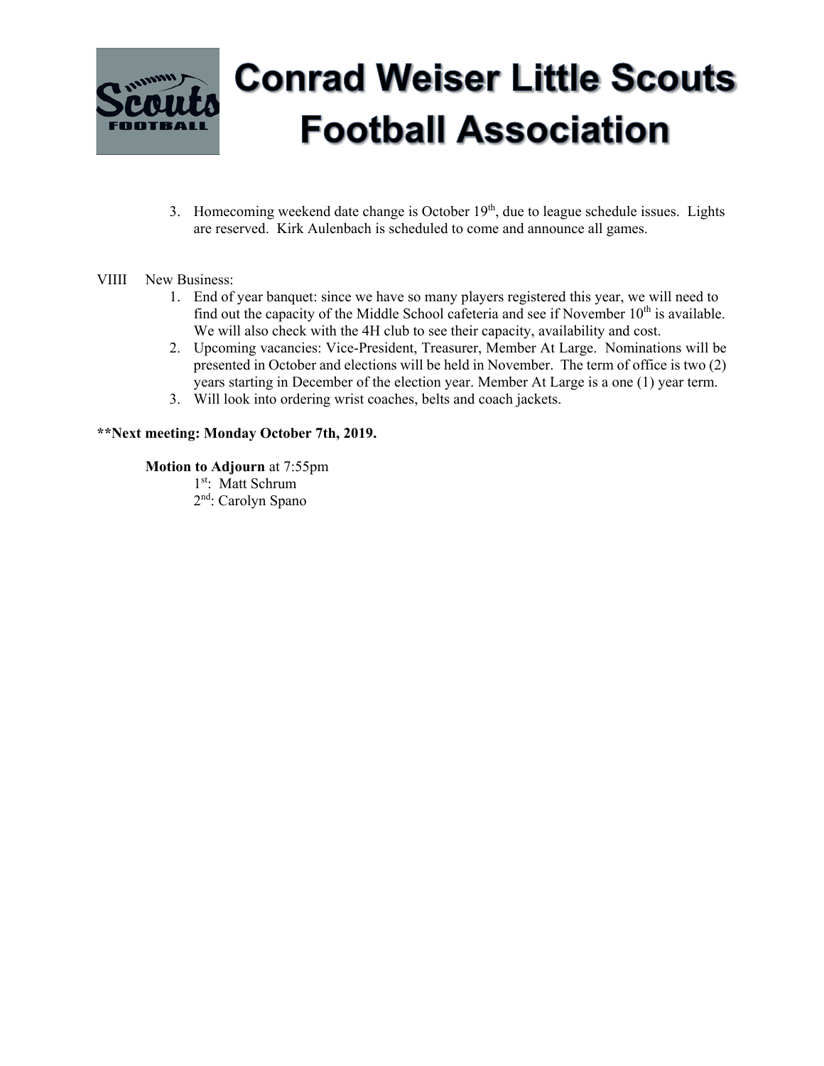3. Homecoming weekend date change is October 19th, due to league schedule issues. Lights are reserved. Kirk Aulenbach is scheduled to come and announce all games.

VIIII New Business:

1. End of year banquet: since we have so many players registered this year, we will need to find out the capacity of the Middle School cafeteria and see if November 10th is available. We will also check with the 4H club to see their capacity, availability and cost.
2. Upcoming vacancies: Vice-President, Treasurer, Member At Large. Nominations will be presented in October and elections will be held in November. The term of office is two (2) years starting in December of the election year. Member At Large is a one (1) year term.
3. Will look into ordering wrist coaches, belts and coach jackets.

**\*\*Next meeting: Monday October 7th, 2019.**

**Motion to Adjourn** at 7:55pm

1st: Matt Schrum
2nd: Carolyn Spano